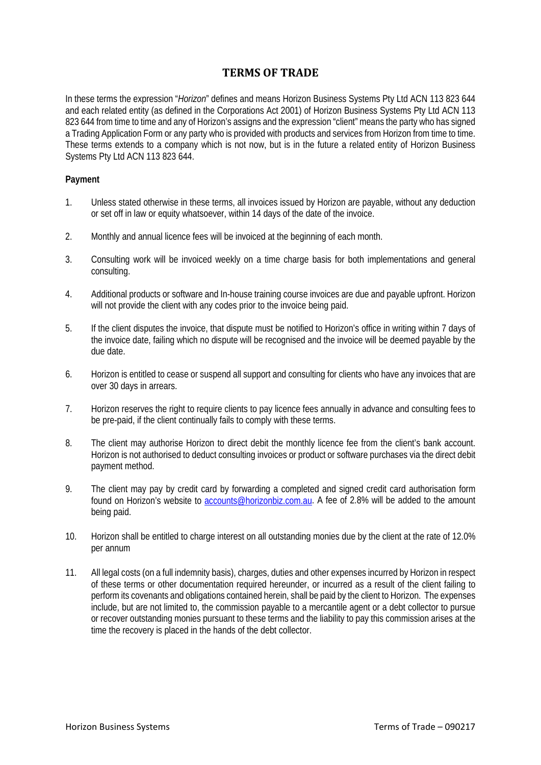# TERMS OF TRADE

In these terms the expression "*Horizon*" defines and means Horizon Business Systems Pty Ltd ACN 113 823 644 and each related entity (as defined in the Corporations Act 2001) of Horizon Business Systems Pty Ltd ACN 113 823 644 from time to time and any of Horizon's assigns and the expression "client" means the party who has signed a Trading Application Form or any party who is provided with products and services from Horizon from time to time. These terms extends to a company which is not now, but is in the future a related entity of Horizon Business Systems Pty Ltd ACN 113 823 644.

**Payment**

1. Unless stated otherwise in these terms, all invoices issued by Horizon are payable, without any deduction or set off in law or equity whatsoever, within 14 days of the date of the invoice.

2. Monthly and annual licence fees will be invoiced at the beginning of each month.

3. Consulting work will be invoiced weekly on a time charge basis for both implementations and general consulting.

4. Additional products or software and In-house training course invoices are due and payable upfront. Horizon will not provide the client with any codes prior to the invoice being paid.

5. If the client disputes the invoice, that dispute must be notified to Horizon's office in writing within 7 days of the invoice date, failing which no dispute will be recognised and the invoice will be deemed payable by the due date.

6. Horizon is entitled to cease or suspend all support and consulting for clients who have any invoices that are over 30 days in arrears.

7. Horizon reserves the right to require clients to pay licence fees annually in advance and consulting fees to be pre-paid, if the client continually fails to comply with these terms.

8. The client may authorise Horizon to direct debit the monthly licence fee from the client's bank account. Horizon is not authorised to deduct consulting invoices or product or software purchases via the direct debit payment method.

9. The client may pay by credit card by forwarding a completed and signed credit card authorisation form found on Horizon's website to accounts@horizonbiz.com.au. A fee of 2.8% will be added to the amount being paid.

10. Horizon shall be entitled to charge interest on all outstanding monies due by the client at the rate of 12.0% per annum

11. All legal costs (on a full indemnity basis), charges, duties and other expenses incurred by Horizon in respect of these terms or other documentation required hereunder, or incurred as a result of the client failing to perform its covenants and obligations contained herein, shall be paid by the client to Horizon. The expenses include, but are not limited to, the commission payable to a mercantile agent or a debt collector to pursue or recover outstanding monies pursuant to these terms and the liability to pay this commission arises at the time the recovery is placed in the hands of the debt collector.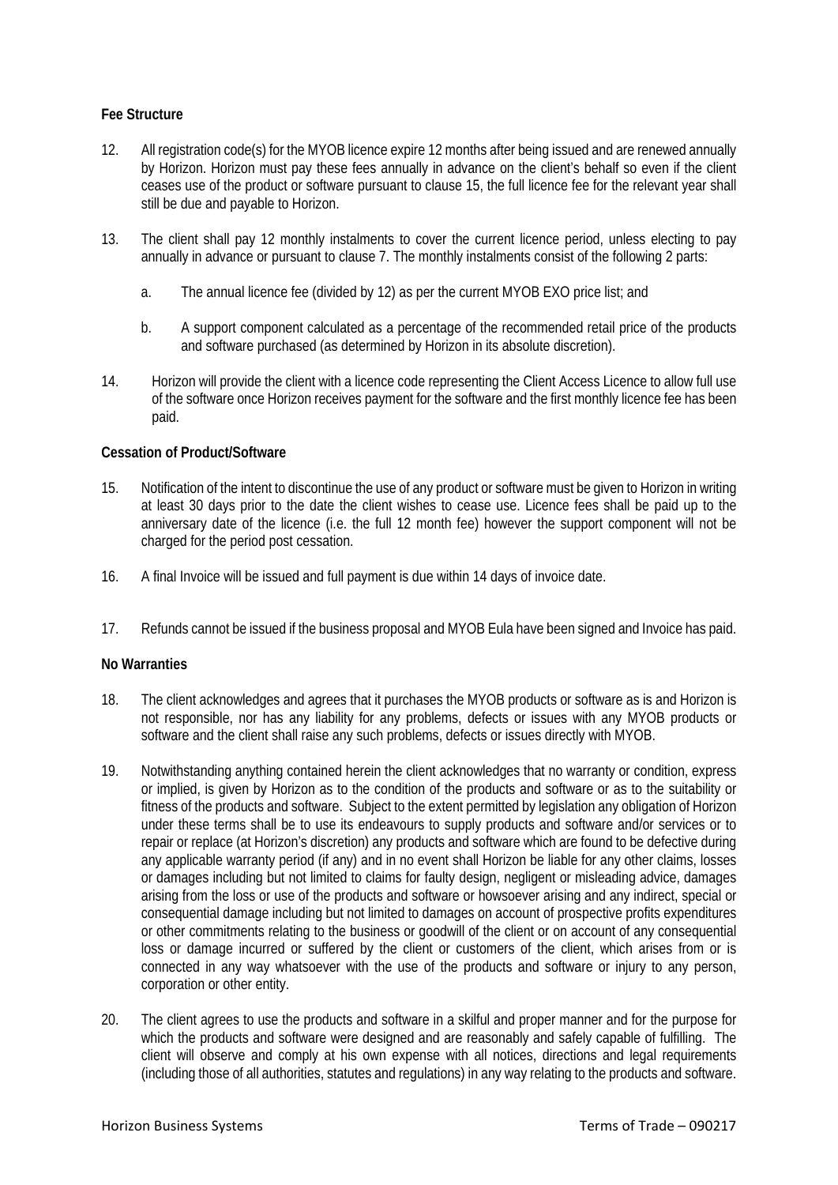**Fee Structure**

12. All registration code(s) for the MYOB licence expire 12 months after being issued and are renewed annually by Horizon. Horizon must pay these fees annually in advance on the client's behalf so even if the client ceases use of the product or software pursuant to clause 15, the full licence fee for the relevant year shall still be due and payable to Horizon.

13. The client shall pay 12 monthly instalments to cover the current licence period, unless electing to pay annually in advance or pursuant to clause 7. The monthly instalments consist of the following 2 parts:

    a. The annual licence fee (divided by 12) as per the current MYOB EXO price list; and

    b. A support component calculated as a percentage of the recommended retail price of the products and software purchased (as determined by Horizon in its absolute discretion).

14. Horizon will provide the client with a licence code representing the Client Access Licence to allow full use of the software once Horizon receives payment for the software and the first monthly licence fee has been paid.

**Cessation of Product/Software**

15. Notification of the intent to discontinue the use of any product or software must be given to Horizon in writing at least 30 days prior to the date the client wishes to cease use. Licence fees shall be paid up to the anniversary date of the licence (i.e. the full 12 month fee) however the support component will not be charged for the period post cessation.

16. A final Invoice will be issued and full payment is due within 14 days of invoice date.

17. Refunds cannot be issued if the business proposal and MYOB Eula have been signed and Invoice has paid.

**No Warranties**

18. The client acknowledges and agrees that it purchases the MYOB products or software as is and Horizon is not responsible, nor has any liability for any problems, defects or issues with any MYOB products or software and the client shall raise any such problems, defects or issues directly with MYOB.

19. Notwithstanding anything contained herein the client acknowledges that no warranty or condition, express or implied, is given by Horizon as to the condition of the products and software or as to the suitability or fitness of the products and software. Subject to the extent permitted by legislation any obligation of Horizon under these terms shall be to use its endeavours to supply products and software and/or services or to repair or replace (at Horizon's discretion) any products and software which are found to be defective during any applicable warranty period (if any) and in no event shall Horizon be liable for any other claims, losses or damages including but not limited to claims for faulty design, negligent or misleading advice, damages arising from the loss or use of the products and software or howsoever arising and any indirect, special or consequential damage including but not limited to damages on account of prospective profits expenditures or other commitments relating to the business or goodwill of the client or on account of any consequential loss or damage incurred or suffered by the client or customers of the client, which arises from or is connected in any way whatsoever with the use of the products and software or injury to any person, corporation or other entity.

20. The client agrees to use the products and software in a skilful and proper manner and for the purpose for which the products and software were designed and are reasonably and safely capable of fulfilling. The client will observe and comply at his own expense with all notices, directions and legal requirements (including those of all authorities, statutes and regulations) in any way relating to the products and software.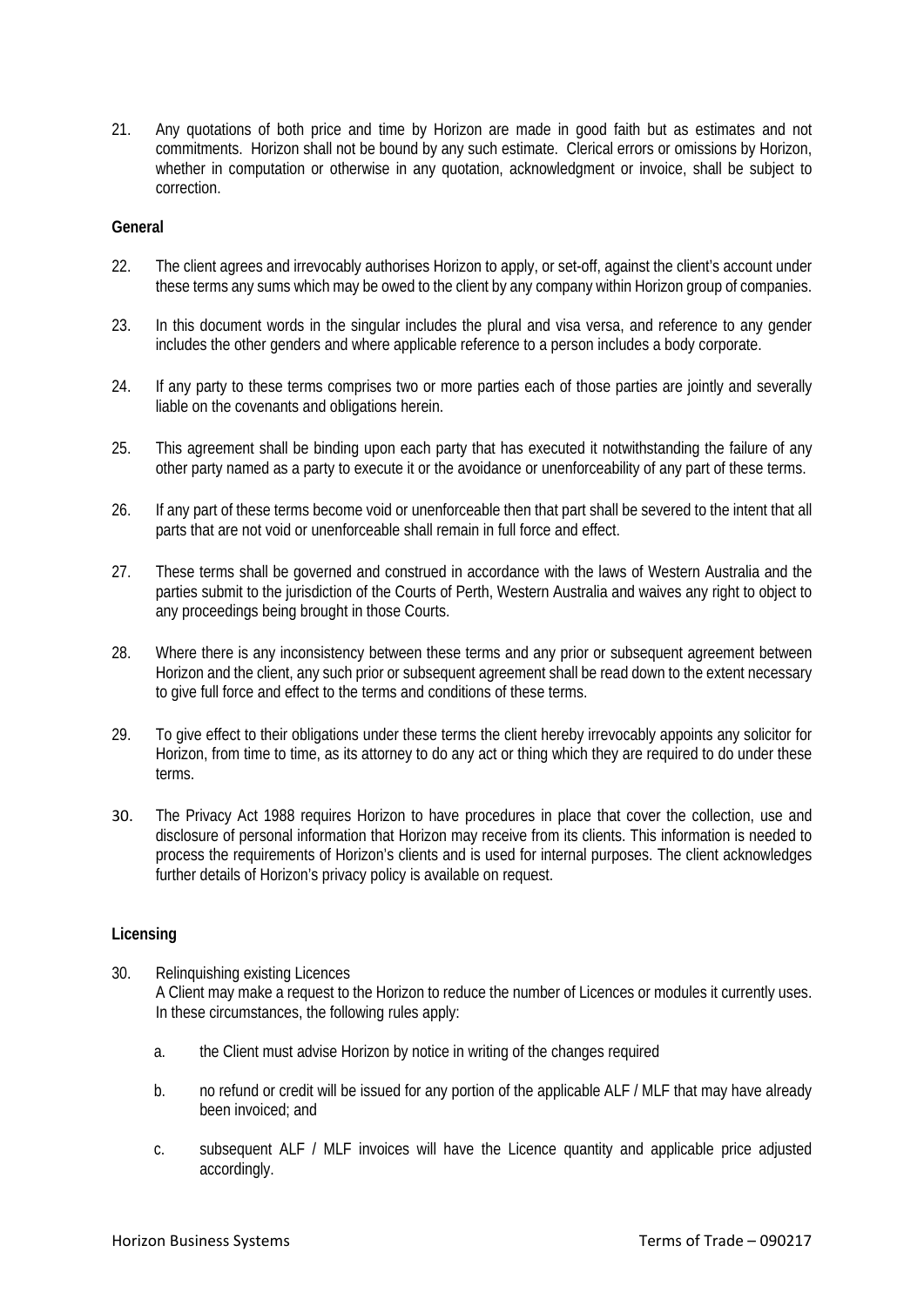21. Any quotations of both price and time by Horizon are made in good faith but as estimates and not commitments. Horizon shall not be bound by any such estimate. Clerical errors or omissions by Horizon, whether in computation or otherwise in any quotation, acknowledgment or invoice, shall be subject to correction.

**General**

22. The client agrees and irrevocably authorises Horizon to apply, or set-off, against the client's account under these terms any sums which may be owed to the client by any company within Horizon group of companies.

23. In this document words in the singular includes the plural and visa versa, and reference to any gender includes the other genders and where applicable reference to a person includes a body corporate.

24. If any party to these terms comprises two or more parties each of those parties are jointly and severally liable on the covenants and obligations herein.

25. This agreement shall be binding upon each party that has executed it notwithstanding the failure of any other party named as a party to execute it or the avoidance or unenforceability of any part of these terms.

26. If any part of these terms become void or unenforceable then that part shall be severed to the intent that all parts that are not void or unenforceable shall remain in full force and effect.

27. These terms shall be governed and construed in accordance with the laws of Western Australia and the parties submit to the jurisdiction of the Courts of Perth, Western Australia and waives any right to object to any proceedings being brought in those Courts.

28. Where there is any inconsistency between these terms and any prior or subsequent agreement between Horizon and the client, any such prior or subsequent agreement shall be read down to the extent necessary to give full force and effect to the terms and conditions of these terms.

29. To give effect to their obligations under these terms the client hereby irrevocably appoints any solicitor for Horizon, from time to time, as its attorney to do any act or thing which they are required to do under these terms.

30. The Privacy Act 1988 requires Horizon to have procedures in place that cover the collection, use and disclosure of personal information that Horizon may receive from its clients. This information is needed to process the requirements of Horizon's clients and is used for internal purposes. The client acknowledges further details of Horizon's privacy policy is available on request.

**Licensing**

30. Relinquishing existing Licences

    A Client may make a request to the Horizon to reduce the number of Licences or modules it currently uses. In these circumstances, the following rules apply:

    a. the Client must advise Horizon by notice in writing of the changes required

    b. no refund or credit will be issued for any portion of the applicable ALF / MLF that may have already been invoiced; and

    c. subsequent ALF / MLF invoices will have the Licence quantity and applicable price adjusted accordingly.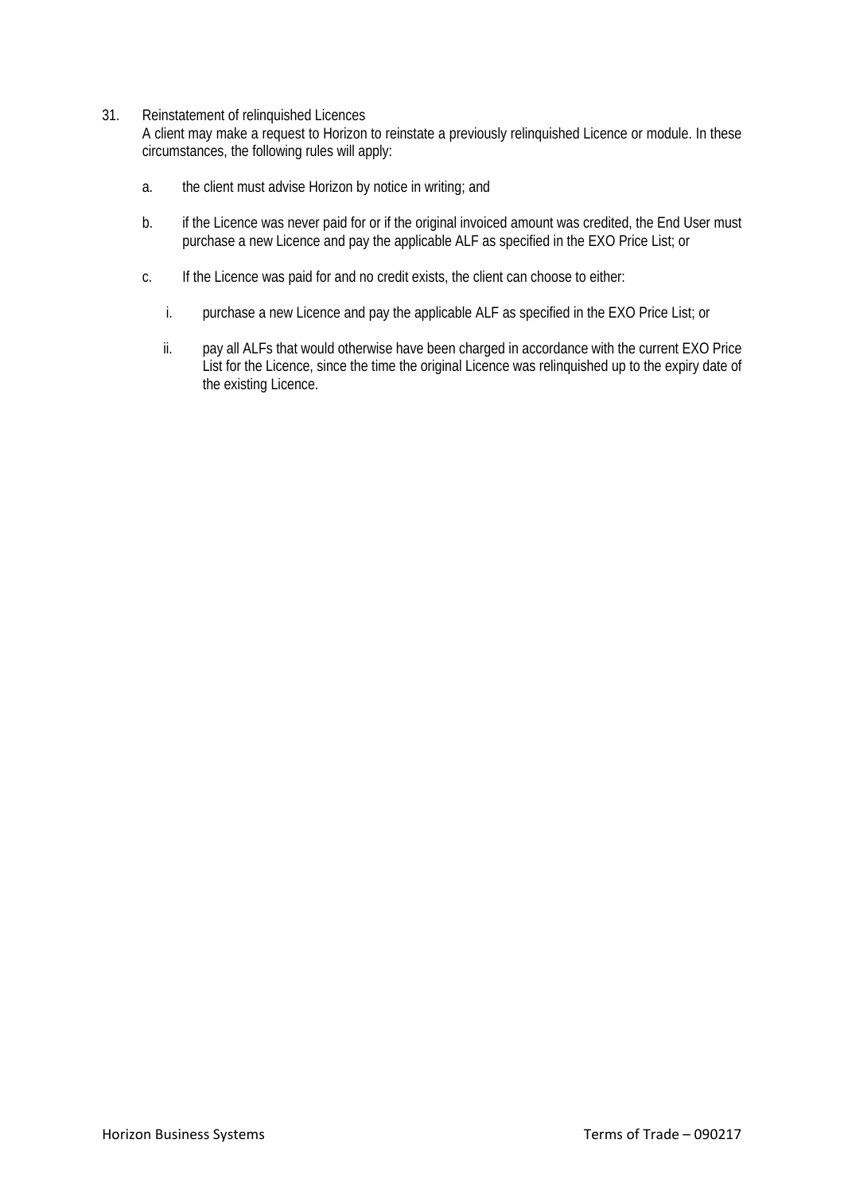31. Reinstatement of relinquished Licences

    A client may make a request to Horizon to reinstate a previously relinquished Licence or module. In these circumstances, the following rules will apply:

    a. the client must advise Horizon by notice in writing; and

    b. if the Licence was never paid for or if the original invoiced amount was credited, the End User must purchase a new Licence and pay the applicable ALF as specified in the EXO Price List; or

    c. If the Licence was paid for and no credit exists, the client can choose to either:

       i. purchase a new Licence and pay the applicable ALF as specified in the EXO Price List; or

       ii. pay all ALFs that would otherwise have been charged in accordance with the current EXO Price List for the Licence, since the time the original Licence was relinquished up to the expiry date of the existing Licence.